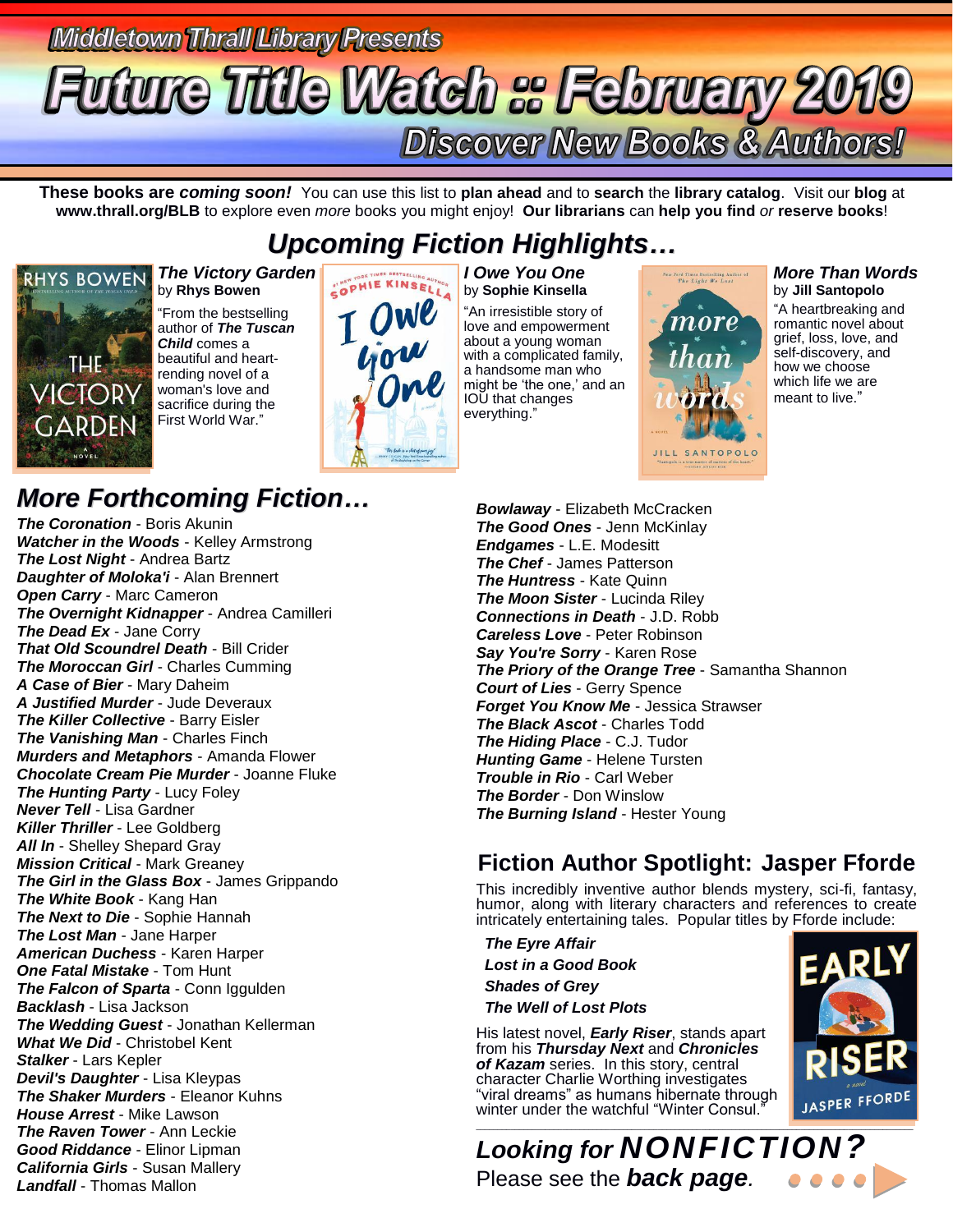Middletown Thrall Library Presents

# Future Title Watch :: February 2019

## Discover New Books & Authors!

**These books are *coming soon!*** You can use this list to **plan ahead** and to **search** the **library catalog**. Visit our **blog** at **www.thrall.org/BLB** to explore even *more* books you might enjoy! **Our librarians** can **help you find** *or* **reserve books**!

## *Upcoming Fiction Highlights…*

### *The Victory Garden*
by **Rhys Bowen**

"From the bestselling author of ***The Tuscan Child*** comes a beautiful and heart-rending novel of a woman's love and sacrifice during the First World War."

### *I Owe You One*
by **Sophie Kinsella**

"An irresistible story of love and empowerment about a young woman with a complicated family, a handsome man who might be 'the one,' and an IOU that changes everything."

### *More Than Words*
by **Jill Santopolo**

"A heartbreaking and romantic novel about grief, loss, love, and self-discovery, and how we choose which life we are meant to live."

## *More Forthcoming Fiction…*

***The Coronation*** - Boris Akunin
***Watcher in the Woods*** - Kelley Armstrong
***The Lost Night*** - Andrea Bartz
***Daughter of Moloka'i*** - Alan Brennert
***Open Carry*** - Marc Cameron
***The Overnight Kidnapper*** - Andrea Camilleri
***The Dead Ex*** - Jane Corry
***That Old Scoundrel Death*** - Bill Crider
***The Moroccan Girl*** - Charles Cumming
***A Case of Bier*** - Mary Daheim
***A Justified Murder*** - Jude Deveraux
***The Killer Collective*** - Barry Eisler
***The Vanishing Man*** - Charles Finch
***Murders and Metaphors*** - Amanda Flower
***Chocolate Cream Pie Murder*** - Joanne Fluke
***The Hunting Party*** - Lucy Foley
***Never Tell*** - Lisa Gardner
***Killer Thriller*** - Lee Goldberg
***All In*** - Shelley Shepard Gray
***Mission Critical*** - Mark Greaney
***The Girl in the Glass Box*** - James Grippando
***The White Book*** - Kang Han
***The Next to Die*** - Sophie Hannah
***The Lost Man*** - Jane Harper
***American Duchess*** - Karen Harper
***One Fatal Mistake*** - Tom Hunt
***The Falcon of Sparta*** - Conn Iggulden
***Backlash*** - Lisa Jackson
***The Wedding Guest*** - Jonathan Kellerman
***What We Did*** - Christobel Kent
***Stalker*** - Lars Kepler
***Devil's Daughter*** - Lisa Kleypas
***The Shaker Murders*** - Eleanor Kuhns
***House Arrest*** - Mike Lawson
***The Raven Tower*** - Ann Leckie
***Good Riddance*** - Elinor Lipman
***California Girls*** - Susan Mallery
***Landfall*** - Thomas Mallon
***Bowlaway*** - Elizabeth McCracken
***The Good Ones*** - Jenn McKinlay
***Endgames*** - L.E. Modesitt
***The Chef*** - James Patterson
***The Huntress*** - Kate Quinn
***The Moon Sister*** - Lucinda Riley
***Connections in Death*** - J.D. Robb
***Careless Love*** - Peter Robinson
***Say You're Sorry*** - Karen Rose
***The Priory of the Orange Tree*** - Samantha Shannon
***Court of Lies*** - Gerry Spence
***Forget You Know Me*** - Jessica Strawser
***The Black Ascot*** - Charles Todd
***The Hiding Place*** - C.J. Tudor
***Hunting Game*** - Helene Tursten
***Trouble in Rio*** - Carl Weber
***The Border*** - Don Winslow
***The Burning Island*** - Hester Young

## Fiction Author Spotlight: Jasper Fforde

This incredibly inventive author blends mystery, sci-fi, fantasy, humor, along with literary characters and references to create intricately entertaining tales. Popular titles by Fforde include:

***The Eyre Affair***
***Lost in a Good Book***
***Shades of Grey***
***The Well of Lost Plots***

His latest novel, ***Early Riser***, stands apart from his ***Thursday Next*** and ***Chronicles of Kazam*** series. In this story, central character Charlie Worthing investigates "viral dreams" as humans hibernate through winter under the watchful "Winter Consul."

---

## *Looking for **NONFICTION?***

Please see the ***back page***.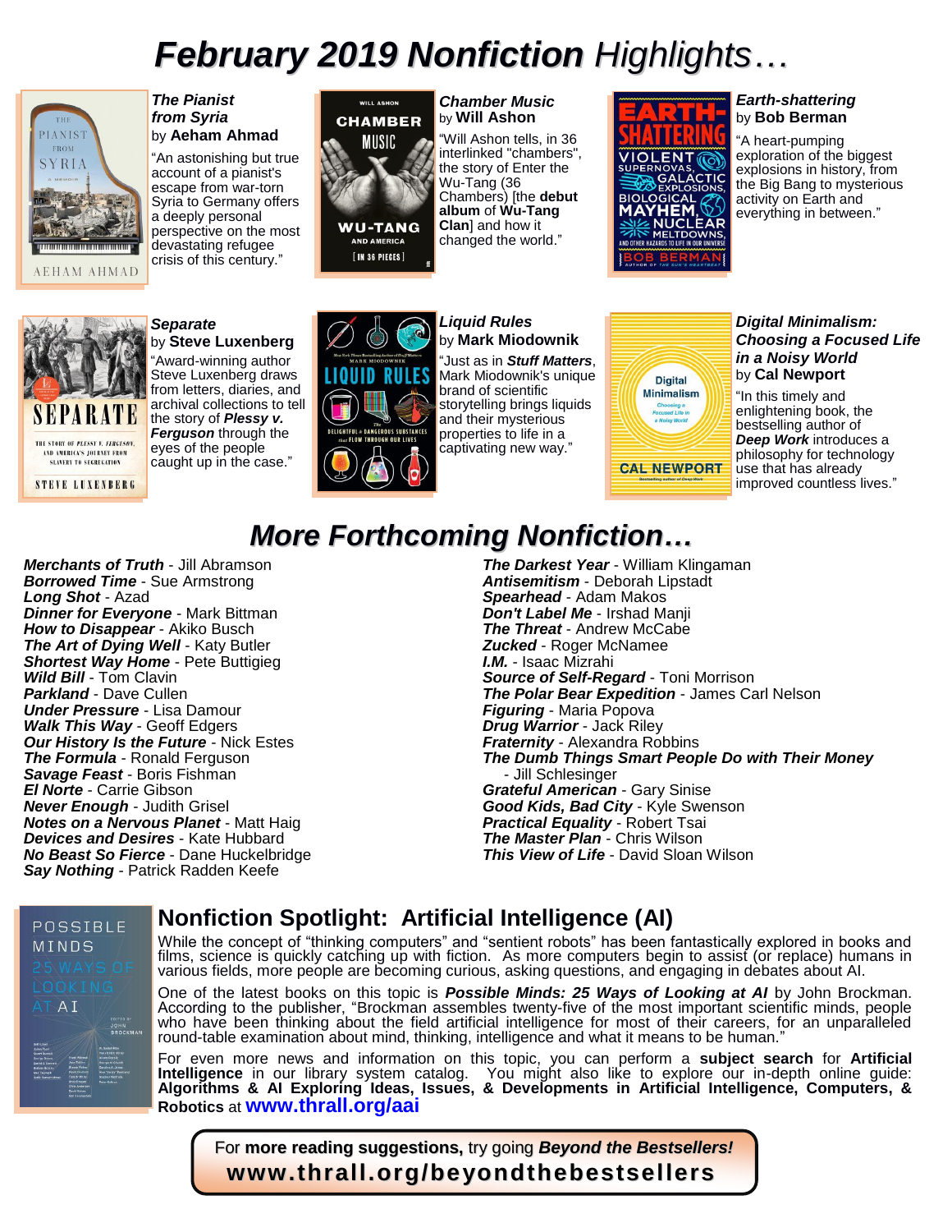# ***February 2019 Nonfiction** Highlights…*

***The Pianist from Syria***
by **Aeham Ahmad**

"An astonishing but true account of a pianist's escape from war-torn Syria to Germany offers a deeply personal perspective on the most devastating refugee crisis of this century."

***Chamber Music***
by **Will Ashon**

"Will Ashon tells, in 36 interlinked "chambers", the story of Enter the Wu-Tang (36 Chambers) [the **debut album** of **Wu-Tang Clan**] and how it changed the world."

***Earth-shattering***
by **Bob Berman**

"A heart-pumping exploration of the biggest explosions in history, from the Big Bang to mysterious activity on Earth and everything in between."

***Separate***
by **Steve Luxenberg**

"Award-winning author Steve Luxenberg draws from letters, diaries, and archival collections to tell the story of ***Plessy v. Ferguson*** through the eyes of the people caught up in the case."

***Liquid Rules***
by **Mark Miodownik**

"Just as in ***Stuff Matters***, Mark Miodownik's unique brand of scientific storytelling brings liquids and their mysterious properties to life in a captivating new way."

***Digital Minimalism: Choosing a Focused Life in a Noisy World***
by **Cal Newport**

"In this timely and enlightening book, the bestselling author of ***Deep Work*** introduces a philosophy for technology use that has already improved countless lives."

## *More Forthcoming Nonfiction…*

***Merchants of Truth*** - Jill Abramson
***Borrowed Time*** - Sue Armstrong
***Long Shot*** - Azad
***Dinner for Everyone*** - Mark Bittman
***How to Disappear*** - Akiko Busch
***The Art of Dying Well*** - Katy Butler
***Shortest Way Home*** - Pete Buttigieg
***Wild Bill*** - Tom Clavin
***Parkland*** - Dave Cullen
***Under Pressure*** - Lisa Damour
***Walk This Way*** - Geoff Edgers
***Our History Is the Future*** - Nick Estes
***The Formula*** - Ronald Ferguson
***Savage Feast*** - Boris Fishman
***El Norte*** - Carrie Gibson
***Never Enough*** - Judith Grisel
***Notes on a Nervous Planet*** - Matt Haig
***Devices and Desires*** - Kate Hubbard
***No Beast So Fierce*** - Dane Huckelbridge
***Say Nothing*** - Patrick Radden Keefe
***The Darkest Year*** - William Klingaman
***Antisemitism*** - Deborah Lipstadt
***Spearhead*** - Adam Makos
***Don't Label Me*** - Irshad Manji
***The Threat*** - Andrew McCabe
***Zucked*** - Roger McNamee
***I.M.*** - Isaac Mizrahi
***Source of Self-Regard*** - Toni Morrison
***The Polar Bear Expedition*** - James Carl Nelson
***Figuring*** - Maria Popova
***Drug Warrior*** - Jack Riley
***Fraternity*** - Alexandra Robbins
***The Dumb Things Smart People Do with Their Money*** - Jill Schlesinger
***Grateful American*** - Gary Sinise
***Good Kids, Bad City*** - Kyle Swenson
***Practical Equality*** - Robert Tsai
***The Master Plan*** - Chris Wilson
***This View of Life*** - David Sloan Wilson

## Nonfiction Spotlight: Artificial Intelligence (AI)

While the concept of "thinking computers" and "sentient robots" has been fantastically explored in books and films, science is quickly catching up with fiction. As more computers begin to assist (or replace) humans in various fields, more people are becoming curious, asking questions, and engaging in debates about AI.

One of the latest books on this topic is ***Possible Minds: 25 Ways of Looking at AI*** by John Brockman. According to the publisher, "Brockman assembles twenty-five of the most important scientific minds, people who have been thinking about the field artificial intelligence for most of their careers, for an unparalleled round-table examination about mind, thinking, intelligence and what it means to be human."

For even more news and information on this topic, you can perform a **subject search** for **Artificial Intelligence** in our library system catalog. You might also like to explore our in-depth online guide: **Algorithms & AI Exploring Ideas, Issues, & Developments in Artificial Intelligence, Computers, & Robotics** at **www.thrall.org/aai**

For **more reading suggestions,** try going ***Beyond the Bestsellers!***
**www.thrall.org/beyondthebestsellers**